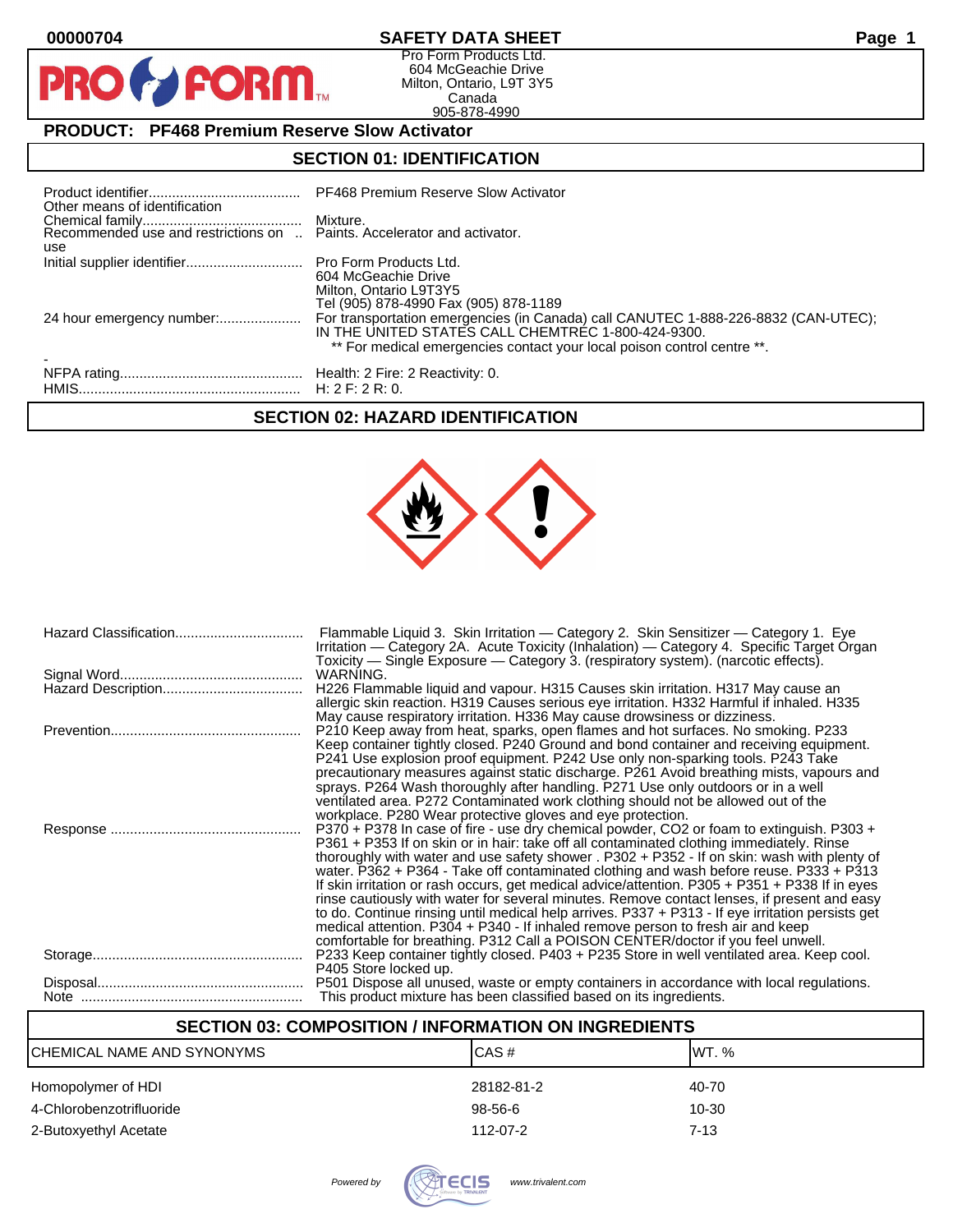00000704

# SAFETY DATA SHEET

Pro Form Products Ltd.
604 McGeachie Drive
Milton, Ontario, L9T 3Y5
Canada
905-878-4990

## PRODUCT: PF468 Premium Reserve Slow Activator

## SECTION 01: IDENTIFICATION

| | |
|---|---|
| Product identifier....................................... | PF468 Premium Reserve Slow Activator |
| Other means of identification | |
| Chemical family......................................... | Mixture. |
| Recommended use and restrictions on use | Paints. Accelerator and activator. |
| Initial supplier identifier.............................. | Pro Form Products Ltd.<br>604 McGeachie Drive<br>Milton, Ontario L9T3Y5<br>Tel (905) 878-4990 Fax (905) 878-1189 |
| 24 hour emergency number:...................... | For transportation emergencies (in Canada) call CANUTEC 1-888-226-8832 (CAN-UTEC); IN THE UNITED STATES CALL CHEMTREC 1-800-424-9300.<br>** For medical emergencies contact your local poison control centre **. |
| - | |
| NFPA rating............................................... | Health: 2 Fire: 2 Reactivity: 0. |
| HMIS......................................................... | H: 2 F: 2 R: 0. |

## SECTION 02: HAZARD IDENTIFICATION

| | |
|---|---|
| Hazard Classification................................. | Flammable Liquid 3. Skin Irritation — Category 2. Skin Sensitizer — Category 1. Eye Irritation — Category 2A. Acute Toxicity (Inhalation) — Category 4. Specific Target Organ Toxicity — Single Exposure — Category 3. (respiratory system). (narcotic effects). |
| Signal Word............................................... | WARNING. |
| Hazard Description.................................... | H226 Flammable liquid and vapour. H315 Causes skin irritation. H317 May cause an allergic skin reaction. H319 Causes serious eye irritation. H332 Harmful if inhaled. H335 May cause respiratory irritation. H336 May cause drowsiness or dizziness. |
| Prevention................................................. | P210 Keep away from heat, sparks, open flames and hot surfaces. No smoking. P233 Keep container tightly closed. P240 Ground and bond container and receiving equipment. P241 Use explosion proof equipment. P242 Use only non-sparking tools. P243 Take precautionary measures against static discharge. P261 Avoid breathing mists, vapours and sprays. P264 Wash thoroughly after handling. P271 Use only outdoors or in a well ventilated area. P272 Contaminated work clothing should not be allowed out of the workplace. P280 Wear protective gloves and eye protection. |
| Response ................................................. | P370 + P378 In case of fire - use dry chemical powder, CO2 or foam to extinguish. P303 + P361 + P353 If on skin or in hair: take off all contaminated clothing immediately. Rinse thoroughly with water and use safety shower . P302 + P352 - If on skin: wash with plenty of water. P362 + P364 - Take off contaminated clothing and wash before reuse. P333 + P313 If skin irritation or rash occurs, get medical advice/attention. P305 + P351 + P338 If in eyes rinse cautiously with water for several minutes. Remove contact lenses, if present and easy to do. Continue rinsing until medical help arrives. P337 + P313 - If eye irritation persists get medical attention. P304 + P340 - If inhaled remove person to fresh air and keep comfortable for breathing. P312 Call a POISON CENTER/doctor if you feel unwell. |
| Storage...................................................... | P233 Keep container tightly closed. P403 + P235 Store in well ventilated area. Keep cool. P405 Store locked up. |
| Disposal..................................................... | P501 Dispose all unused, waste or empty containers in accordance with local regulations. |
| Note ......................................................... | This product mixture has been classified based on its ingredients. |

## SECTION 03: COMPOSITION / INFORMATION ON INGREDIENTS

| CHEMICAL NAME AND SYNONYMS | CAS # | WT. % |
|---|---|---|
| Homopolymer of HDI | 28182-81-2 | 40-70 |
| 4-Chlorobenzotrifluoride | 98-56-6 | 10-30 |
| 2-Butoxyethyl Acetate | 112-07-2 | 7-13 |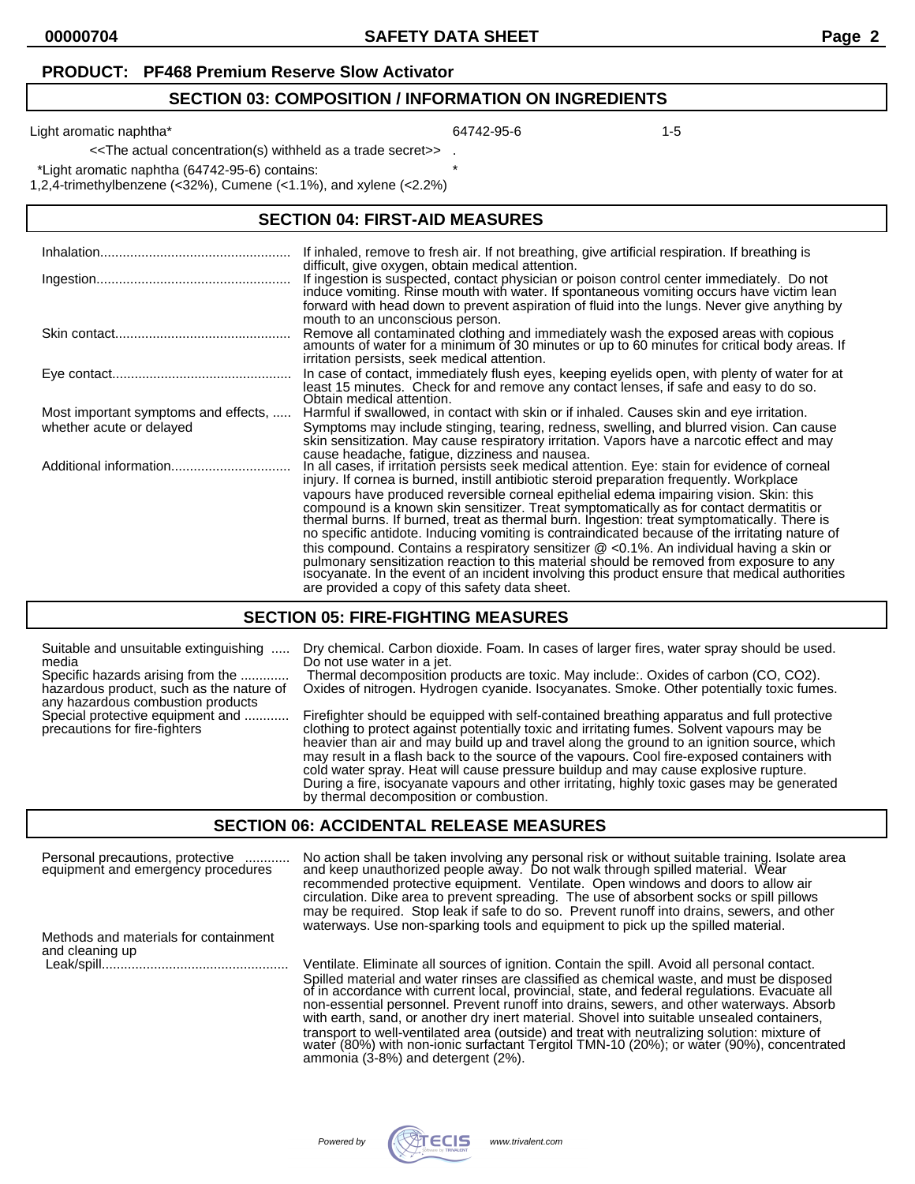**PRODUCT: PF468 Premium Reserve Slow Activator**

## SECTION 03: COMPOSITION / INFORMATION ON INGREDIENTS

| | | |
|---|---|---|
| Light aromatic naphtha* | 64742-95-6 | 1-5 |

<<The actual concentration(s) withheld as a trade secret>> .

*Light aromatic naphtha (64742-95-6) contains: *
1,2,4-trimethylbenzene (<32%), Cumene (<1.1%), and xylene (<2.2%)

## SECTION 04: FIRST-AID MEASURES

**Inhalation**: If inhaled, remove to fresh air. If not breathing, give artificial respiration. If breathing is difficult, give oxygen, obtain medical attention.

**Ingestion**: If ingestion is suspected, contact physician or poison control center immediately. Do not induce vomiting. Rinse mouth with water. If spontaneous vomiting occurs have victim lean forward with head down to prevent aspiration of fluid into the lungs. Never give anything by mouth to an unconscious person.

**Skin contact**: Remove all contaminated clothing and immediately wash the exposed areas with copious amounts of water for a minimum of 30 minutes or up to 60 minutes for critical body areas. If irritation persists, seek medical attention.

**Eye contact**: In case of contact, immediately flush eyes, keeping eyelids open, with plenty of water for at least 15 minutes. Check for and remove any contact lenses, if safe and easy to do so. Obtain medical attention.

**Most important symptoms and effects, whether acute or delayed**: Harmful if swallowed, in contact with skin or if inhaled. Causes skin and eye irritation. Symptoms may include stinging, tearing, redness, swelling, and blurred vision. Can cause skin sensitization. May cause respiratory irritation. Vapors have a narcotic effect and may cause headache, fatigue, dizziness and nausea.

**Additional information**: In all cases, if irritation persists seek medical attention. Eye: stain for evidence of corneal injury. If cornea is burned, instill antibiotic steroid preparation frequently. Workplace vapours have produced reversible corneal epithelial edema impairing vision. Skin: this compound is a known skin sensitizer. Treat symptomatically as for contact dermatitis or thermal burns. If burned, treat as thermal burn. Ingestion: treat symptomatically. There is no specific antidote. Inducing vomiting is contraindicated because of the irritating nature of this compound. Contains a respiratory sensitizer @ <0.1%. An individual having a skin or pulmonary sensitization reaction to this material should be removed from exposure to any isocyanate. In the event of an incident involving this product ensure that medical authorities are provided a copy of this safety data sheet.

## SECTION 05: FIRE-FIGHTING MEASURES

**Suitable and unsuitable extinguishing media**: Dry chemical. Carbon dioxide. Foam. In cases of larger fires, water spray should be used. Do not use water in a jet.

**Specific hazards arising from the hazardous product, such as the nature of any hazardous combustion products**: Thermal decomposition products are toxic. May include:. Oxides of carbon (CO, $CO_2$). Oxides of nitrogen. Hydrogen cyanide. Isocyanates. Smoke. Other potentially toxic fumes.

**Special protective equipment and precautions for fire-fighters**: Firefighter should be equipped with self-contained breathing apparatus and full protective clothing to protect against potentially toxic and irritating fumes. Solvent vapours may be heavier than air and may build up and travel along the ground to an ignition source, which may result in a flash back to the source of the vapours. Cool fire-exposed containers with cold water spray. Heat will cause pressure buildup and may cause explosive rupture. During a fire, isocyanate vapours and other irritating, highly toxic gases may be generated by thermal decomposition or combustion.

## SECTION 06: ACCIDENTAL RELEASE MEASURES

**Personal precautions, protective equipment and emergency procedures**: No action shall be taken involving any personal risk or without suitable training. Isolate area and keep unauthorized people away. Do not walk through spilled material. Wear recommended protective equipment. Ventilate. Open windows and doors to allow air circulation. Dike area to prevent spreading. The use of absorbent socks or spill pillows may be required. Stop leak if safe to do so. Prevent runoff into drains, sewers, and other waterways. Use non-sparking tools and equipment to pick up the spilled material.

**Methods and materials for containment and cleaning up**

**Leak/spill**: Ventilate. Eliminate all sources of ignition. Contain the spill. Avoid all personal contact. Spilled material and water rinses are classified as chemical waste, and must be disposed of in accordance with current local, provincial, state, and federal regulations. Evacuate all non-essential personnel. Prevent runoff into drains, sewers, and other waterways. Absorb with earth, sand, or another dry inert material. Shovel into suitable unsealed containers, transport to well-ventilated area (outside) and treat with neutralizing solution: mixture of water (80%) with non-ionic surfactant Tergitol TMN-10 (20%); or water (90%), concentrated ammonia (3-8%) and detergent (2%).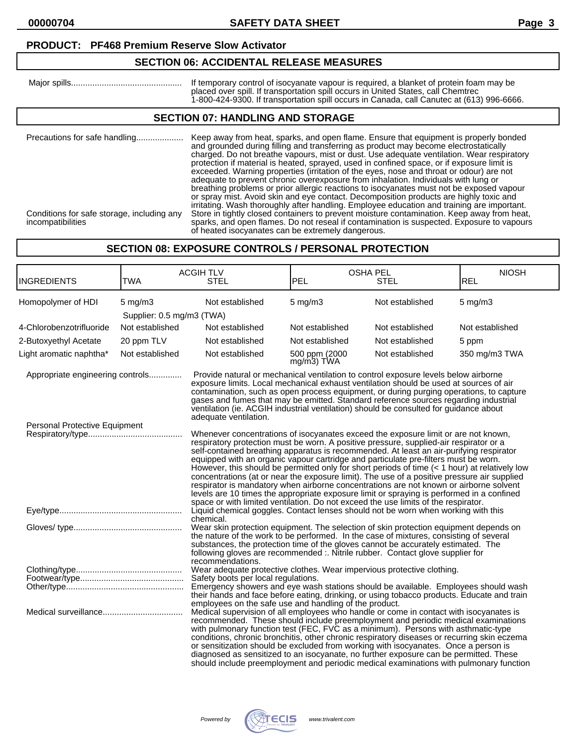**PRODUCT: PF468 Premium Reserve Slow Activator**

## SECTION 06: ACCIDENTAL RELEASE MEASURES

Major spills............................................... If temporary control of isocyanate vapour is required, a blanket of protein foam may be placed over spill. If transportation spill occurs in United States, call Chemtrec 1-800-424-9300. If transportation spill occurs in Canada, call Canutec at (613) 996-6666.

## SECTION 07: HANDLING AND STORAGE

Precautions for safe handling.................... Keep away from heat, sparks, and open flame. Ensure that equipment is properly bonded and grounded during filling and transferring as product may become electrostatically charged. Do not breathe vapours, mist or dust. Use adequate ventilation. Wear respiratory protection if material is heated, sprayed, used in confined space, or if exposure limit is exceeded. Warning properties (irritation of the eyes, nose and throat or odour) are not adequate to prevent chronic overexposure from inhalation. Individuals with lung or breathing problems or prior allergic reactions to isocyanates must not be exposed vapour or spray mist. Avoid skin and eye contact. Decomposition products are highly toxic and irritating. Wash thoroughly after handling. Employee education and training are important.

Conditions for safe storage, including any incompatibilities: Store in tightly closed containers to prevent moisture contamination. Keep away from heat, sparks, and open flames. Do not reseal if contamination is suspected. Exposure to vapours of heated isocyanates can be extremely dangerous.

## SECTION 08: EXPOSURE CONTROLS / PERSONAL PROTECTION

| INGREDIENTS | ACGIH TLV TWA | ACGIH TLV STEL | OSHA PEL PEL | OSHA PEL STEL | NIOSH REL |
|---|---|---|---|---|---|
| Homopolymer of HDI | 5 mg/m3<br>Supplier: 0.5 mg/m3 (TWA) | Not established | 5 mg/m3 | Not established | 5 mg/m3 |
| 4-Chlorobenzotrifluoride | Not established | Not established | Not established | Not established | Not established |
| 2-Butoxyethyl Acetate | 20 ppm TLV | Not established | Not established | Not established | 5 ppm |
| Light aromatic naphtha* | Not established | Not established | 500 ppm (2000 mg/m3) TWA | Not established | 350 mg/m3 TWA |

Appropriate engineering controls.............. Provide natural or mechanical ventilation to control exposure levels below airborne exposure limits. Local mechanical exhaust ventilation should be used at sources of air contamination, such as open process equipment, or during purging operations, to capture gases and fumes that may be emitted. Standard reference sources regarding industrial ventilation (ie. ACGIH industrial ventilation) should be consulted for guidance about adequate ventilation.

Personal Protective Equipment

Respiratory/type........................................ Whenever concentrations of isocyanates exceed the exposure limit or are not known, respiratory protection must be worn. A positive pressure, supplied-air respirator or a self-contained breathing apparatus is recommended. At least an air-purifying respirator equipped with an organic vapour cartridge and particulate pre-filters must be worn. However, this should be permitted only for short periods of time (< 1 hour) at relatively low concentrations (at or near the exposure limit). The use of a positive pressure air supplied respirator is mandatory when airborne concentrations are not known or airborne solvent levels are 10 times the appropriate exposure limit or spraying is performed in a confined space or with limited ventilation. Do not exceed the use limits of the respirator.

Eye/type.................................................... Liquid chemical goggles. Contact lenses should not be worn when working with this chemical.

Gloves/ type.............................................. Wear skin protection equipment. The selection of skin protection equipment depends on the nature of the work to be performed. In the case of mixtures, consisting of several substances, the protection time of the gloves cannot be accurately estimated. The following gloves are recommended :. Nitrile rubber. Contact glove supplier for recommendations.

Clothing/type............................................. Wear adequate protective clothes. Wear impervious protective clothing.

Footwear/type............................................ Safety boots per local regulations.

Other/type.................................................. Emergency showers and eye wash stations should be available. Employees should wash their hands and face before eating, drinking, or using tobacco products. Educate and train employees on the safe use and handling of the product.

Medical surveillance.................................. Medical supervision of all employees who handle or come in contact with isocyanates is recommended. These should include preemployment and periodic medical examinations with pulmonary function test (FEC, FVC as a minimum). Persons with asthmatic-type conditions, chronic bronchitis, other chronic respiratory diseases or recurring skin eczema or sensitization should be excluded from working with isocyanates. Once a person is diagnosed as sensitized to an isocyanate, no further exposure can be permitted. These should include preemployment and periodic medical examinations with pulmonary function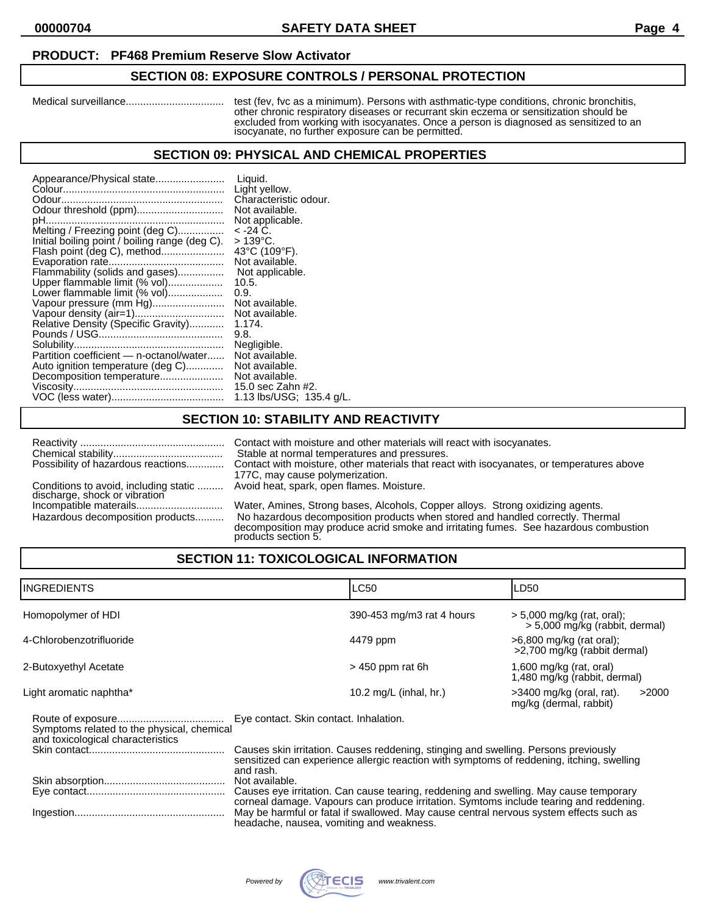**PRODUCT: PF468 Premium Reserve Slow Activator**

## SECTION 08: EXPOSURE CONTROLS / PERSONAL PROTECTION

Medical surveillance................................. test (fev, fvc as a minimum). Persons with asthmatic-type conditions, chronic bronchitis, other chronic respiratory diseases or recurrant skin eczema or sensitization should be excluded from working with isocyanates. Once a person is diagnosed as sensitized to an isocyanate, no further exposure can be permitted.

## SECTION 09: PHYSICAL AND CHEMICAL PROPERTIES

Appearance/Physical state........................ Liquid.
Colour........................................................ Light yellow.
Odour........................................................ Characteristic odour.
Odour threshold (ppm).............................. Not available.
pH.............................................................. Not applicable.
Melting / Freezing point (deg C)................ < -24 C.
Initial boiling point / boiling range (deg C). > 139°C.
Flash point (deg C), method...................... 43°C (109°F).
Evaporation rate........................................ Not available.
Flammability (solids and gases)................ Not applicable.
Upper flammable limit (% vol)................... 10.5.
Lower flammable limit (% vol)................... 0.9.
Vapour pressure (mm Hg)......................... Not available.
Vapour density (air=1)............................... Not available.
Relative Density (Specific Gravity)............ 1.174.
Pounds / USG........................................... 9.8.
Solubility.................................................... Negligible.
Partition coefficient — n-octanol/water...... Not available.
Auto ignition temperature (deg C)............. Not available.
Decomposition temperature...................... Not available.
Viscosity.................................................... 15.0 sec Zahn #2.
VOC (less water)....................................... 1.13 lbs/USG; 135.4 g/L.

## SECTION 10: STABILITY AND REACTIVITY

Reactivity .................................................. Contact with moisture and other materials will react with isocyanates.
Chemical stability...................................... Stable at normal temperatures and pressures.
Possibility of hazardous reactions............. Contact with moisture, other materials that react with isocyanates, or temperatures above 177C, may cause polymerization.
Conditions to avoid, including static discharge, shock or vibration ......... Avoid heat, spark, open flames. Moisture.
Incompatible materials.............................. Water, Amines, Strong bases, Alcohols, Copper alloys. Strong oxidizing agents.
Hazardous decomposition products.......... No hazardous decomposition products when stored and handled correctly. Thermal decomposition may produce acrid smoke and irritating fumes. See hazardous combustion products section 5.

## SECTION 11: TOXICOLOGICAL INFORMATION

| INGREDIENTS | LC50 | LD50 |
|---|---|---|
| Homopolymer of HDI | 390-453 mg/m3 rat 4 hours | > 5,000 mg/kg (rat, oral); > 5,000 mg/kg (rabbit, dermal) |
| 4-Chlorobenzotrifluoride | 4479 ppm | >6,800 mg/kg (rat oral); >2,700 mg/kg (rabbit dermal) |
| 2-Butoxyethyl Acetate | > 450 ppm rat 6h | 1,600 mg/kg (rat, oral) 1,480 mg/kg (rabbit, dermal) |
| Light aromatic naphtha* | 10.2 mg/L (inhal, hr.) | >3400 mg/kg (oral, rat). >2000 mg/kg (dermal, rabbit) |

Route of exposure.................................... Eye contact. Skin contact. Inhalation.
Symptoms related to the physical, chemical and toxicological characteristics
Skin contact.............................................. Causes skin irritation. Causes reddening, stinging and swelling. Persons previously sensitized can experience allergic reaction with symptoms of reddening, itching, swelling and rash.
Skin absorption......................................... Not available.
Eye contact............................................... Causes eye irritation. Can cause tearing, reddening and swelling. May cause temporary corneal damage. Vapours can produce irritation. Symtoms include tearing and reddening.
Ingestion................................................... May be harmful or fatal if swallowed. May cause central nervous system effects such as headache, nausea, vomiting and weakness.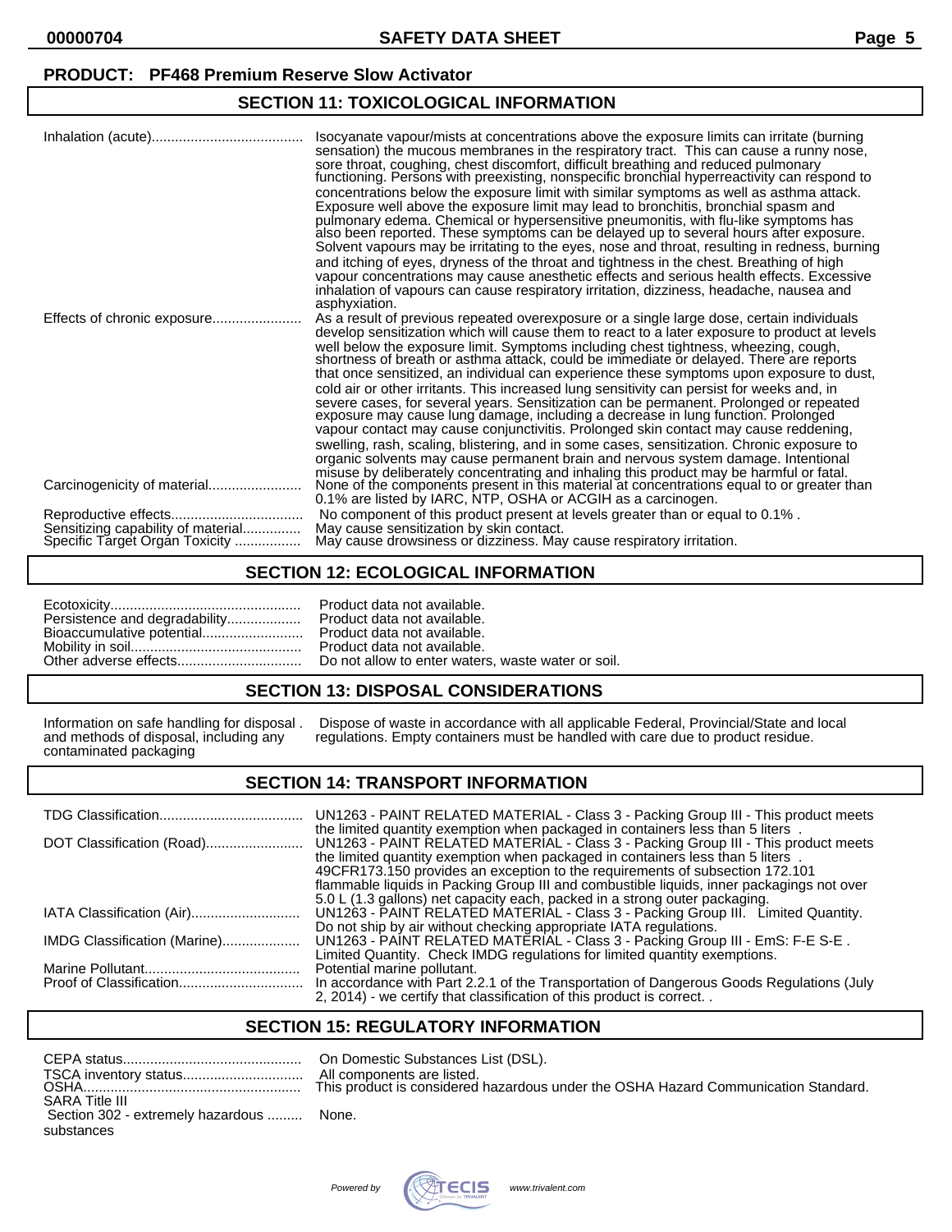**PRODUCT: PF468 Premium Reserve Slow Activator**

## SECTION 11: TOXICOLOGICAL INFORMATION

| | |
|---|---|
| Inhalation (acute) | Isocyanate vapour/mists at concentrations above the exposure limits can irritate (burning sensation) the mucous membranes in the respiratory tract. This can cause a runny nose, sore throat, coughing, chest discomfort, difficult breathing and reduced pulmonary functioning. Persons with preexisting, nonspecific bronchial hyperreactivity can respond to concentrations below the exposure limit with similar symptoms as well as asthma attack. Exposure well above the exposure limit may lead to bronchitis, bronchial spasm and pulmonary edema. Chemical or hypersensitive pneumonitis, with flu-like symptoms has also been reported. These symptoms can be delayed up to several hours after exposure. Solvent vapours may be irritating to the eyes, nose and throat, resulting in redness, burning and itching of eyes, dryness of the throat and tightness in the chest. Breathing of high vapour concentrations may cause anesthetic effects and serious health effects. Excessive inhalation of vapours can cause respiratory irritation, dizziness, headache, nausea and asphyxiation. |
| Effects of chronic exposure | As a result of previous repeated overexposure or a single large dose, certain individuals develop sensitization which will cause them to react to a later exposure to product at levels well below the exposure limit. Symptoms including chest tightness, wheezing, cough, shortness of breath or asthma attack, could be immediate or delayed. There are reports that once sensitized, an individual can experience these symptoms upon exposure to dust, cold air or other irritants. This increased lung sensitivity can persist for weeks and, in severe cases, for several years. Sensitization can be permanent. Prolonged or repeated exposure may cause lung damage, including a decrease in lung function. Prolonged vapour contact may cause conjunctivitis. Prolonged skin contact may cause reddening, swelling, rash, scaling, blistering, and in some cases, sensitization. Chronic exposure to organic solvents may cause permanent brain and nervous system damage. Intentional misuse by deliberately concentrating and inhaling this product may be harmful or fatal. |
| Carcinogenicity of material | None of the components present in this material at concentrations equal to or greater than 0.1% are listed by IARC, NTP, OSHA or ACGIH as a carcinogen. |
| Reproductive effects | No component of this product present at levels greater than or equal to 0.1% . |
| Sensitizing capability of material | May cause sensitization by skin contact. |
| Specific Target Organ Toxicity | May cause drowsiness or dizziness. May cause respiratory irritation. |

## SECTION 12: ECOLOGICAL INFORMATION

| | |
|---|---|
| Ecotoxicity | Product data not available. |
| Persistence and degradability | Product data not available. |
| Bioaccumulative potential | Product data not available. |
| Mobility in soil | Product data not available. |
| Other adverse effects | Do not allow to enter waters, waste water or soil. |

## SECTION 13: DISPOSAL CONSIDERATIONS

| | |
|---|---|
| Information on safe handling for disposal and methods of disposal, including any contaminated packaging | Dispose of waste in accordance with all applicable Federal, Provincial/State and local regulations. Empty containers must be handled with care due to product residue. |

## SECTION 14: TRANSPORT INFORMATION

| | |
|---|---|
| TDG Classification | UN1263 - PAINT RELATED MATERIAL - Class 3 - Packing Group III - This product meets the limited quantity exemption when packaged in containers less than 5 liters . |
| DOT Classification (Road) | UN1263 - PAINT RELATED MATERIAL - Class 3 - Packing Group III - This product meets the limited quantity exemption when packaged in containers less than 5 liters . 49CFR173.150 provides an exception to the requirements of subsection 172.101 flammable liquids in Packing Group III and combustible liquids, inner packagings not over 5.0 L (1.3 gallons) net capacity each, packed in a strong outer packaging. |
| IATA Classification (Air) | UN1263 - PAINT RELATED MATERIAL - Class 3 - Packing Group III. Limited Quantity. Do not ship by air without checking appropriate IATA regulations. |
| IMDG Classification (Marine) | UN1263 - PAINT RELATED MATERIAL - Class 3 - Packing Group III - EmS: F-E S-E . Limited Quantity. Check IMDG regulations for limited quantity exemptions. |
| Marine Pollutant | Potential marine pollutant. |
| Proof of Classification | In accordance with Part 2.2.1 of the Transportation of Dangerous Goods Regulations (July 2, 2014) - we certify that classification of this product is correct. . |

## SECTION 15: REGULATORY INFORMATION

| | |
|---|---|
| CEPA status | On Domestic Substances List (DSL). |
| TSCA inventory status | All components are listed. |
| OSHA | This product is considered hazardous under the OSHA Hazard Communication Standard. |
| SARA Title III | |
| Section 302 - extremely hazardous substances | None. |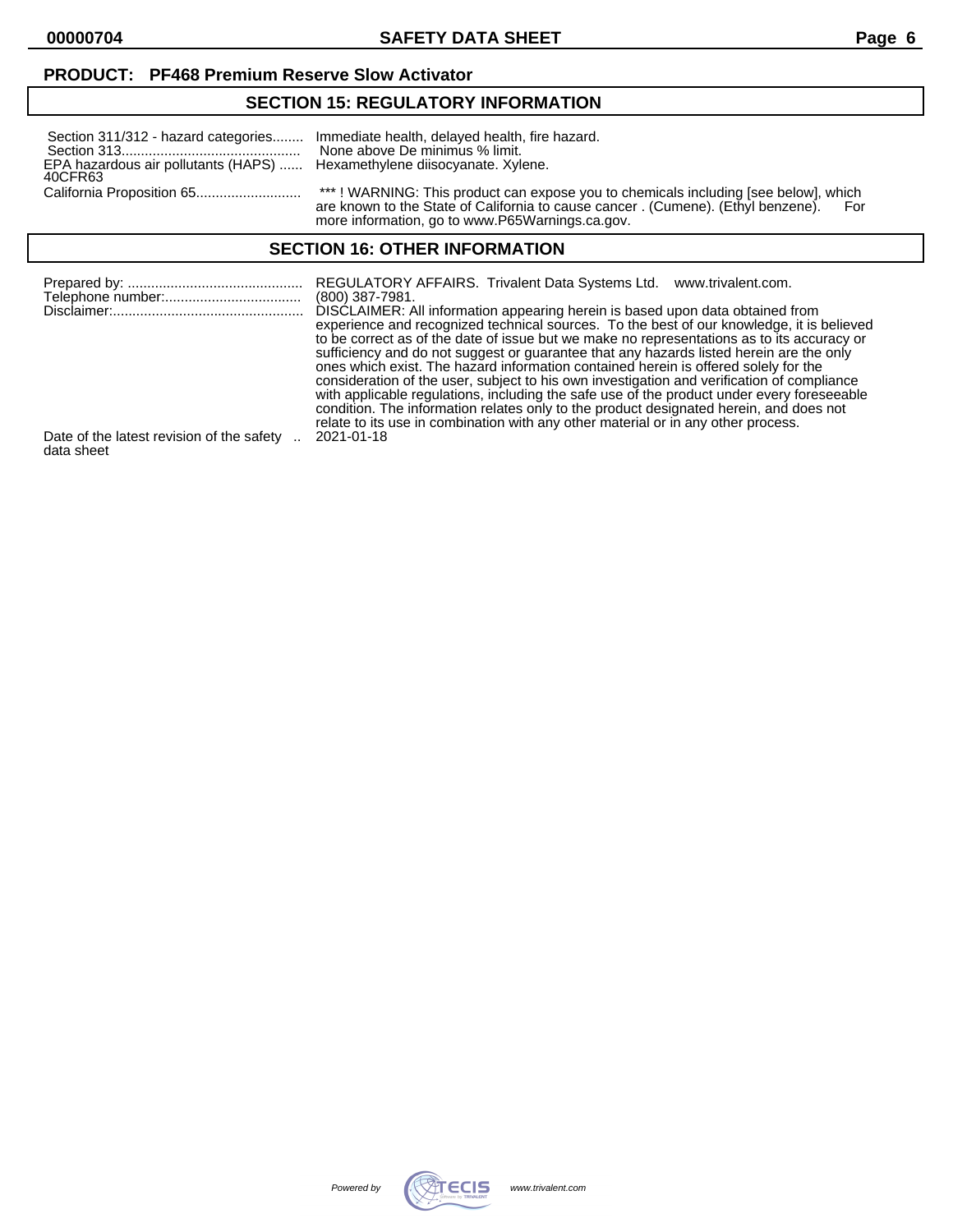**PRODUCT: PF468 Premium Reserve Slow Activator**

## SECTION 15: REGULATORY INFORMATION

| | |
|---|---|
| Section 311/312 - hazard categories........ | Immediate health, delayed health, fire hazard. |
| Section 313............................................. | None above De minimus % limit. |
| EPA hazardous air pollutants (HAPS) ...... 40CFR63 | Hexamethylene diisocyanate. Xylene. |
| California Proposition 65........................... | *** ! WARNING: This product can expose you to chemicals including [see below], which are known to the State of California to cause cancer . (Cumene). (Ethyl benzene). For more information, go to www.P65Warnings.ca.gov. |

## SECTION 16: OTHER INFORMATION

| | |
|---|---|
| Prepared by: ............................................ | REGULATORY AFFAIRS. Trivalent Data Systems Ltd. www.trivalent.com. |
| Telephone number:.................................. | (800) 387-7981. |
| Disclaimer:................................................ | DISCLAIMER: All information appearing herein is based upon data obtained from experience and recognized technical sources. To the best of our knowledge, it is believed to be correct as of the date of issue but we make no representations as to its accuracy or sufficiency and do not suggest or guarantee that any hazards listed herein are the only ones which exist. The hazard information contained herein is offered solely for the consideration of the user, subject to his own investigation and verification of compliance with applicable regulations, including the safe use of the product under every foreseeable condition. The information relates only to the product designated herein, and does not relate to its use in combination with any other material or in any other process. |
| Date of the latest revision of the safety .. data sheet | 2021-01-18 |